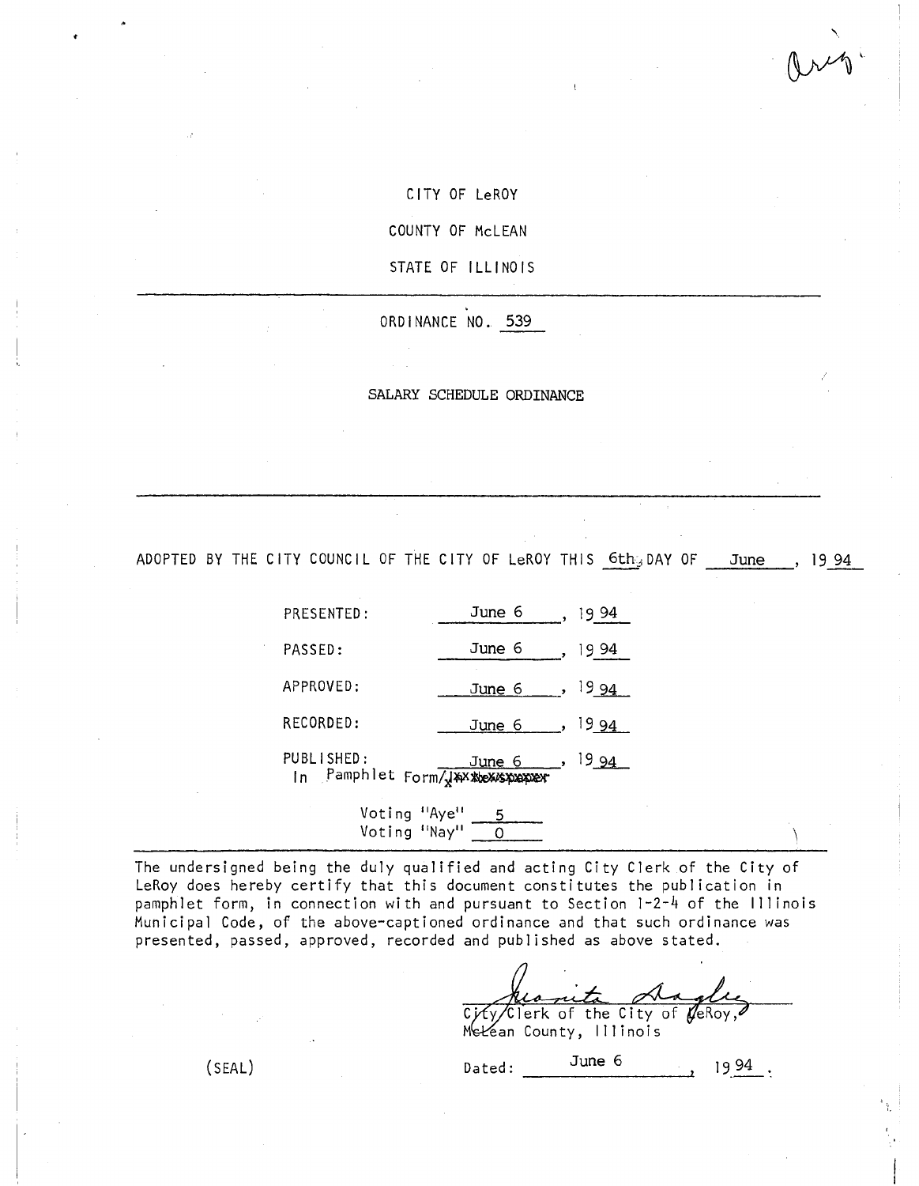Orig.

CITY OF LeROY

COUNTY OF McLEAN

STATE OF ILLINOIS

---

ORDINANCE NO. 539

SALARY SCHEDULE ORDINANCE

---

ADOPTED BY THE CITY COUNCIL OF THE CITY OF LeROY THIS 6th DAY OF June, 19 94

PRESENTED: June 6, 19 94

PASSED: June 6, 19 94

APPROVED: June 6, 19 94

RECORDED: June 6, 19 94

PUBLISHED: June 6, 19 94
In Pamphlet Form/~~In Newspaper~~

Voting "Aye" 5
Voting "Nay" 0

---

The undersigned being the duly qualified and acting City Clerk of the City of LeRoy does hereby certify that this document constitutes the publication in pamphlet form, in connection with and pursuant to Section 1-2-4 of the Illinois Municipal Code, of the above-captioned ordinance and that such ordinance was presented, passed, approved, recorded and published as above stated.

Juanita Hagler
City Clerk of the City of LeRoy,
McLean County, Illinois

(SEAL)

Dated: June 6, 19 94.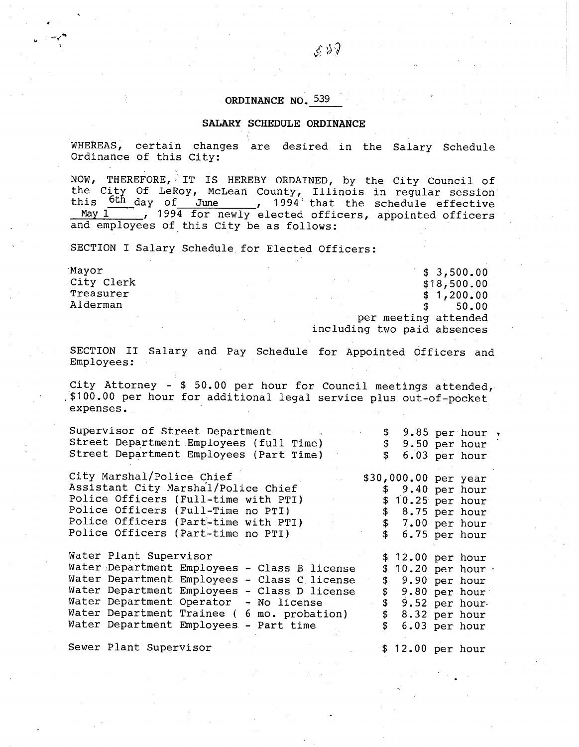## ORDINANCE NO. 539

### SALARY SCHEDULE ORDINANCE

WHEREAS, certain changes are desired in the Salary Schedule Ordinance of this City:

NOW, THEREFORE, IT IS HEREBY ORDAINED, by the City Council of the City Of LeRoy, McLean County, Illinois in regular session this 6th day of June, 1994 that the schedule effective May 1, 1994 for newly elected officers, appointed officers and employees of this City be as follows:

SECTION I Salary Schedule for Elected Officers:

| | |
|---|---|
| Mayor | $ 3,500.00 |
| City Clerk | $18,500.00 |
| Treasurer | $ 1,200.00 |
| Alderman | $ 50.00 per meeting attended including two paid absences |

SECTION II Salary and Pay Schedule for Appointed Officers and Employees:

City Attorney - $ 50.00 per hour for Council meetings attended, $100.00 per hour for additional legal service plus out-of-pocket expenses.

| | |
|---|---|
| Supervisor of Street Department | $ 9.85 per hour |
| Street Department Employees (full Time) | $ 9.50 per hour |
| Street Department Employees (Part Time) | $ 6.03 per hour |
| | |
| City Marshal/Police Chief | $30,000.00 per year |
| Assistant City Marshal/Police Chief | $ 9.40 per hour |
| Police Officers (Full-time with PTI) | $ 10.25 per hour |
| Police Officers (Full-Time no PTI) | $ 8.75 per hour |
| Police Officers (Part-time with PTI) | $ 7.00 per hour |
| Police Officers (Part-time no PTI) | $ 6.75 per hour |
| | |
| Water Plant Supervisor | $ 12.00 per hour |
| Water Department Employees - Class B license | $ 10.20 per hour |
| Water Department Employees - Class C license | $ 9.90 per hour |
| Water Department Employees - Class D license | $ 9.80 per hour |
| Water Department Operator - No license | $ 9.52 per hour |
| Water Department Trainee ( 6 mo. probation) | $ 8.32 per hour |
| Water Department Employees - Part time | $ 6.03 per hour |
| | |
| Sewer Plant Supervisor | $ 12.00 per hour |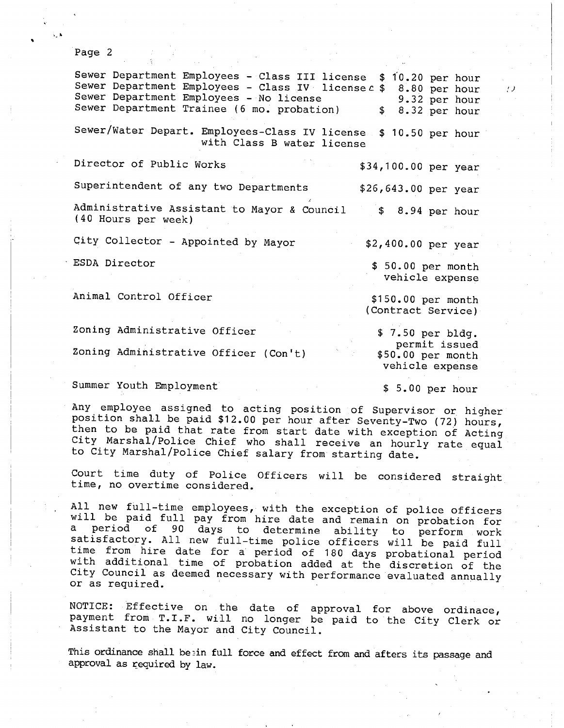Page 2

| Position | Rate |
| --- | --- |
| Sewer Department Employees - Class III license | $ 10.20 per hour |
| Sewer Department Employees - Class IV license | $ 8.80 per hour |
| Sewer Department Employees - No license | 9.32 per hour |
| Sewer Department Trainee (6 mo. probation) | $ 8.32 per hour |
| Sewer/Water Depart. Employees-Class IV license with Class B water license | $ 10.50 per hour |
| Director of Public Works | $34,100.00 per year |
| Superintendent of any two Departments | $26,643.00 per year |
| Administrative Assistant to Mayor & Council (40 Hours per week) | $ 8.94 per hour |
| City Collector - Appointed by Mayor | $2,400.00 per year |
| ESDA Director | $ 50.00 per month vehicle expense |
| Animal Control Officer | $150.00 per month (Contract Service) |
| Zoning Administrative Officer | $ 7.50 per bldg. permit issued |
| Zoning Administrative Officer (Con't) | $50.00 per month vehicle expense |
| Summer Youth Employment | $ 5.00 per hour |

Any employee assigned to acting position of Supervisor or higher position shall be paid $12.00 per hour after Seventy-Two (72) hours, then to be paid that rate from start date with exception of Acting City Marshal/Police Chief who shall receive an hourly rate equal to City Marshal/Police Chief salary from starting date.

Court time duty of Police Officers will be considered straight time, no overtime considered.

All new full-time employees, with the exception of police officers will be paid full pay from hire date and remain on probation for a period of 90 days to determine ability to perform work satisfactory. All new full-time police officers will be paid full time from hire date for a period of 180 days probational period with additional time of probation added at the discretion of the City Council as deemed necessary with performance evaluated annually or as required.

NOTICE: Effective on the date of approval for above ordinace, payment from T.I.F. will no longer be paid to the City Clerk or Assistant to the Mayor and City Council.

This ordinance shall be in full force and effect from and afters its passage and approval as required by law.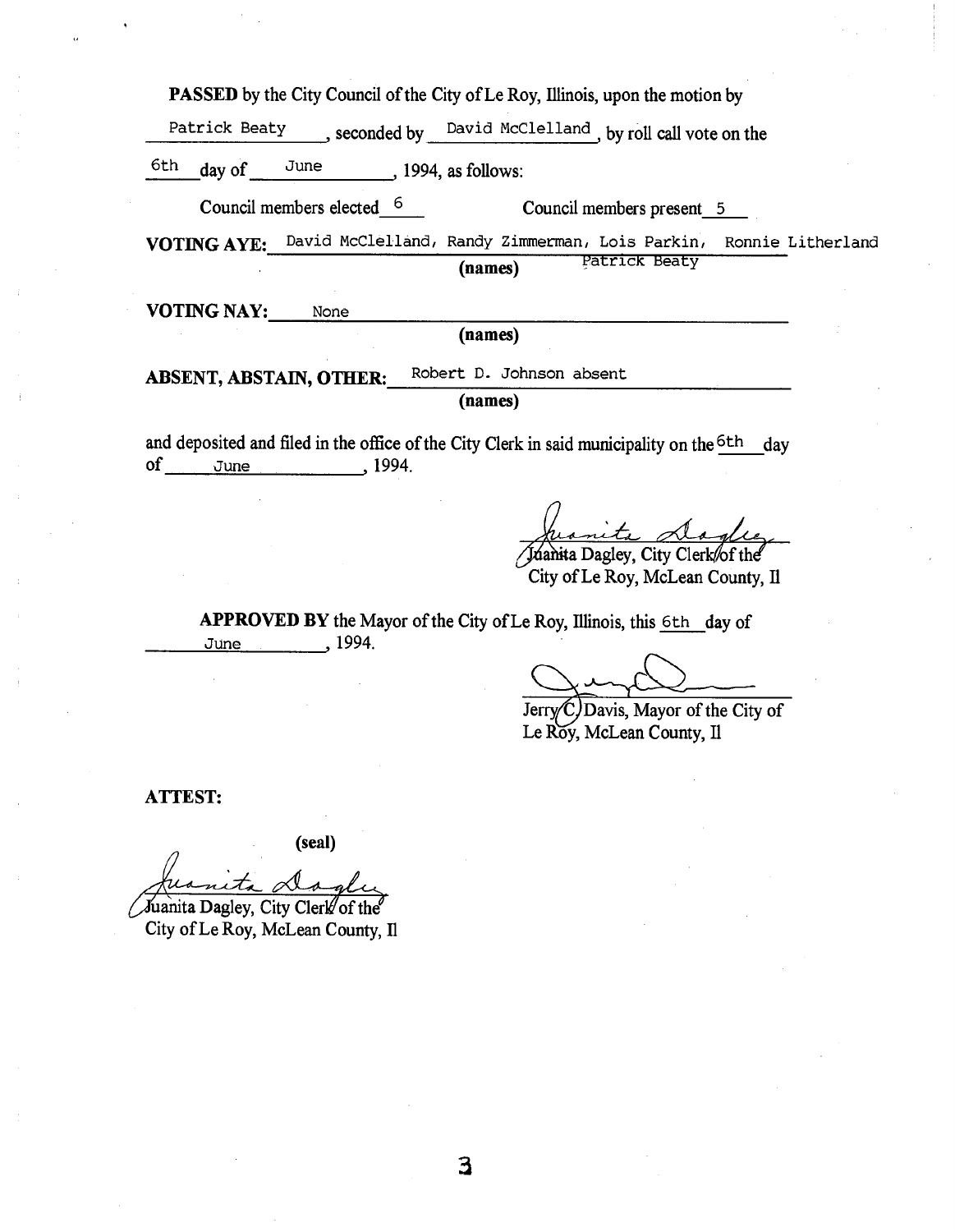**PASSED** by the City Council of the City of Le Roy, Illinois, upon the motion by Patrick Beaty, seconded by David McClelland, by roll call vote on the 6th day of June, 1994, as follows:

Council members elected 6 Council members present 5

**VOTING AYE:** David McClelland, Randy Zimmerman, Lois Parkin, Ronnie Litherland Patrick Beaty
**(names)**

**VOTING NAY:** None
**(names)**

**ABSENT, ABSTAIN, OTHER:** Robert D. Johnson absent
**(names)**

and deposited and filed in the office of the City Clerk in said municipality on the 6th day of June, 1994.

Juanita Dagley

Juanita Dagley, City Clerk of the City of Le Roy, McLean County, Il

**APPROVED BY** the Mayor of the City of Le Roy, Illinois, this 6th day of June, 1994.

Jerry C. Davis, Mayor of the City of Le Roy, McLean County, Il

**ATTEST:**

**(seal)**

Juanita Dagley

Juanita Dagley, City Clerk of the City of Le Roy, McLean County, Il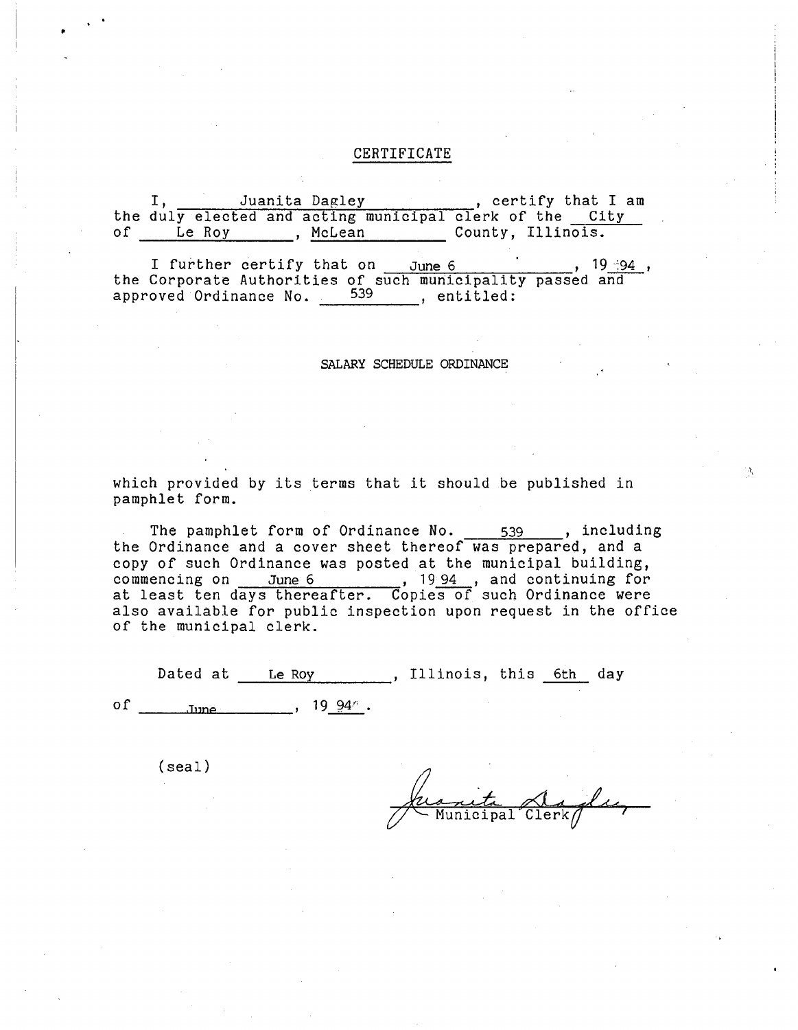# CERTIFICATE

I, Juanita Dagley, certify that I am the duly elected and acting municipal clerk of the City of Le Roy, McLean County, Illinois.

I further certify that on June 6, 1994, the Corporate Authorities of such municipality passed and approved Ordinance No. 539, entitled:

SALARY SCHEDULE ORDINANCE

which provided by its terms that it should be published in pamphlet form.

The pamphlet form of Ordinance No. 539, including the Ordinance and a cover sheet thereof was prepared, and a copy of such Ordinance was posted at the municipal building, commencing on June 6, 1994, and continuing for at least ten days thereafter. Copies of such Ordinance were also available for public inspection upon request in the office of the municipal clerk.

Dated at Le Roy, Illinois, this 6th day of June, 1994.

(seal)

Juanita Dagley
Municipal Clerk